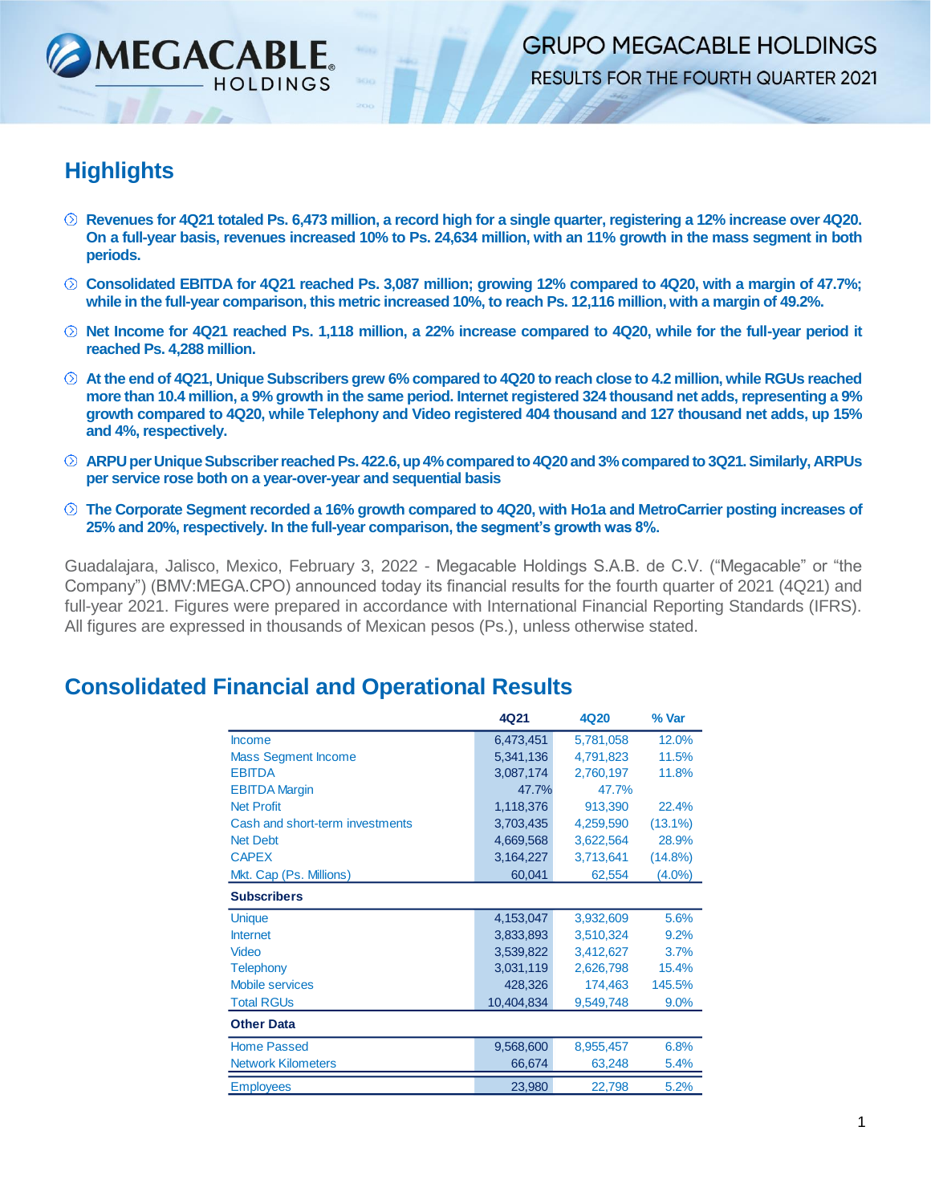# GRUPO MEGACABLE HOLDINGS

## RESULTS FOR THE FOURTH QUARTER 2021

## Highlights

- **Revenues for 4Q21 totaled Ps. 6,473 million, a record high for a single quarter, registering a 12% increase over 4Q20. On a full-year basis, revenues increased 10% to Ps. 24,634 million, with an 11% growth in the mass segment in both periods.**
- **Consolidated EBITDA for 4Q21 reached Ps. 3,087 million; growing 12% compared to 4Q20, with a margin of 47.7%; while in the full-year comparison, this metric increased 10%, to reach Ps. 12,116 million, with a margin of 49.2%.**
- **Net Income for 4Q21 reached Ps. 1,118 million, a 22% increase compared to 4Q20, while for the full-year period it reached Ps. 4,288 million.**
- **At the end of 4Q21, Unique Subscribers grew 6% compared to 4Q20 to reach close to 4.2 million, while RGUs reached more than 10.4 million, a 9% growth in the same period. Internet registered 324 thousand net adds, representing a 9% growth compared to 4Q20, while Telephony and Video registered 404 thousand and 127 thousand net adds, up 15% and 4%, respectively.**
- **ARPU per Unique Subscriber reached Ps. 422.6, up 4% compared to 4Q20 and 3% compared to 3Q21. Similarly, ARPUs per service rose both on a year-over-year and sequential basis**
- **The Corporate Segment recorded a 16% growth compared to 4Q20, with Ho1a and MetroCarrier posting increases of 25% and 20%, respectively. In the full-year comparison, the segment's growth was 8%.**

Guadalajara, Jalisco, Mexico, February 3, 2022 - Megacable Holdings S.A.B. de C.V. ("Megacable" or "the Company") (BMV:MEGA.CPO) announced today its financial results for the fourth quarter of 2021 (4Q21) and full-year 2021. Figures were prepared in accordance with International Financial Reporting Standards (IFRS). All figures are expressed in thousands of Mexican pesos (Ps.), unless otherwise stated.

## Consolidated Financial and Operational Results

| | 4Q21 | 4Q20 | % Var |
|---|---|---|---|
| Income | 6,473,451 | 5,781,058 | 12.0% |
| Mass Segment Income | 5,341,136 | 4,791,823 | 11.5% |
| EBITDA | 3,087,174 | 2,760,197 | 11.8% |
| EBITDA Margin | 47.7% | 47.7% | |
| Net Profit | 1,118,376 | 913,390 | 22.4% |
| Cash and short-term investments | 3,703,435 | 4,259,590 | (13.1%) |
| Net Debt | 4,669,568 | 3,622,564 | 28.9% |
| CAPEX | 3,164,227 | 3,713,641 | (14.8%) |
| Mkt. Cap (Ps. Millions) | 60,041 | 62,554 | (4.0%) |
| **Subscribers** | | | |
| Unique | 4,153,047 | 3,932,609 | 5.6% |
| Internet | 3,833,893 | 3,510,324 | 9.2% |
| Video | 3,539,822 | 3,412,627 | 3.7% |
| Telephony | 3,031,119 | 2,626,798 | 15.4% |
| Mobile services | 428,326 | 174,463 | 145.5% |
| Total RGUs | 10,404,834 | 9,549,748 | 9.0% |
| **Other Data** | | | |
| Home Passed | 9,568,600 | 8,955,457 | 6.8% |
| Network Kilometers | 66,674 | 63,248 | 5.4% |
| Employees | 23,980 | 22,798 | 5.2% |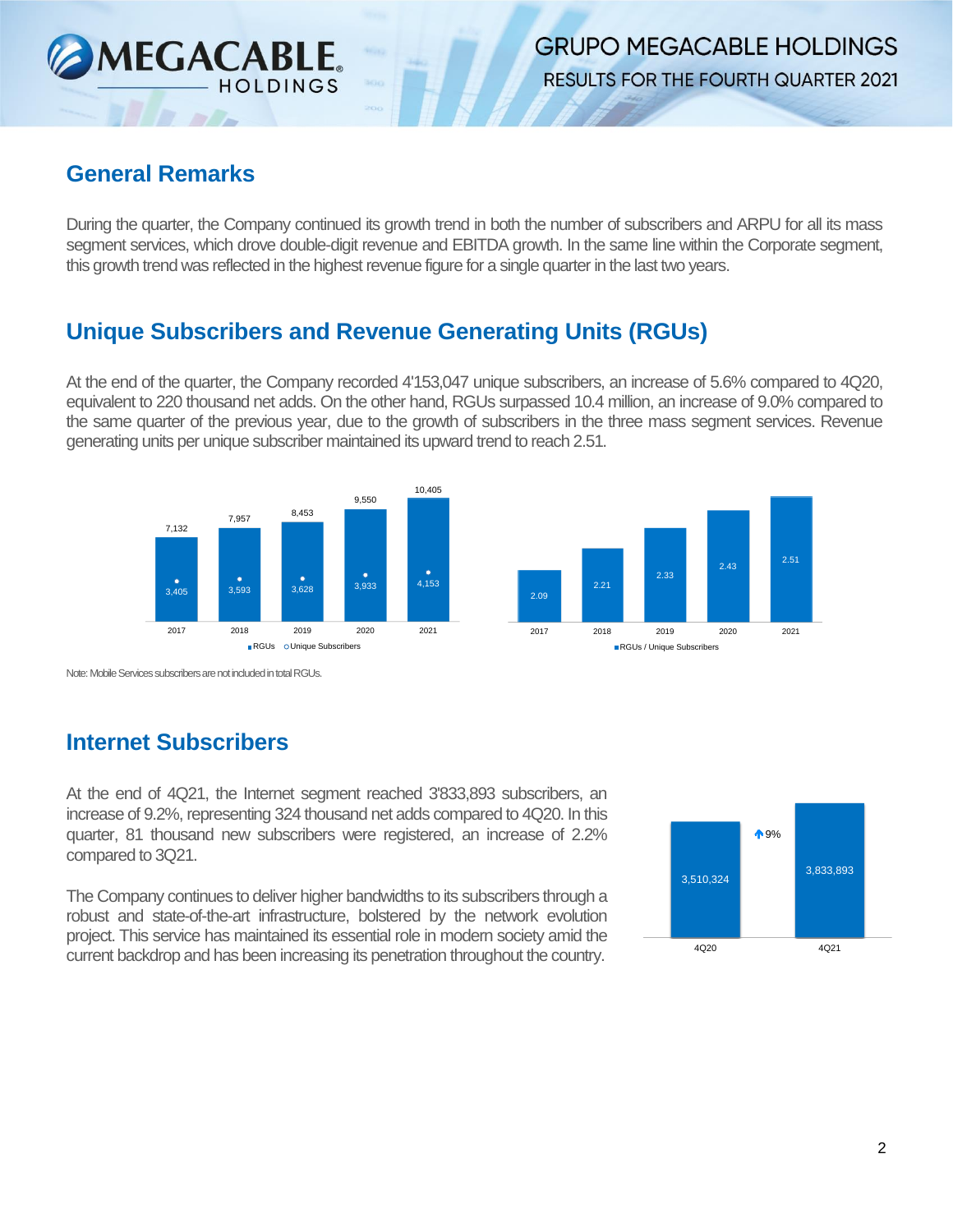## General Remarks

During the quarter, the Company continued its growth trend in both the number of subscribers and ARPU for all its mass segment services, which drove double-digit revenue and EBITDA growth. In the same line within the Corporate segment, this growth trend was reflected in the highest revenue figure for a single quarter in the last two years.

## Unique Subscribers and Revenue Generating Units (RGUs)

At the end of the quarter, the Company recorded 4'153,047 unique subscribers, an increase of 5.6% compared to 4Q20, equivalent to 220 thousand net adds. On the other hand, RGUs surpassed 10.4 million, an increase of 9.0% compared to the same quarter of the previous year, due to the growth of subscribers in the three mass segment services. Revenue generating units per unique subscriber maintained its upward trend to reach 2.51.

7,132
3,405
7,957
3,593
8,453
3,628
9,550
3,933
10,405
4,153
2017 2018 2019 2020 2021
RGUs Unique Subscribers

2.09 2.21 2.33 2.43 2.51
2017 2018 2019 2020 2021
RGUs / Unique Subscribers

Note: Mobile Services subscribers are not included in total RGUs.

## Internet Subscribers

At the end of 4Q21, the Internet segment reached 3'833,893 subscribers, an increase of 9.2%, representing 324 thousand net adds compared to 4Q20. In this quarter, 81 thousand new subscribers were registered, an increase of 2.2% compared to 3Q21.

The Company continues to deliver higher bandwidths to its subscribers through a robust and state-of-the-art infrastructure, bolstered by the network evolution project. This service has maintained its essential role in modern society amid the current backdrop and has been increasing its penetration throughout the country.

3,510,324
3,833,893
9%
4Q20 4Q21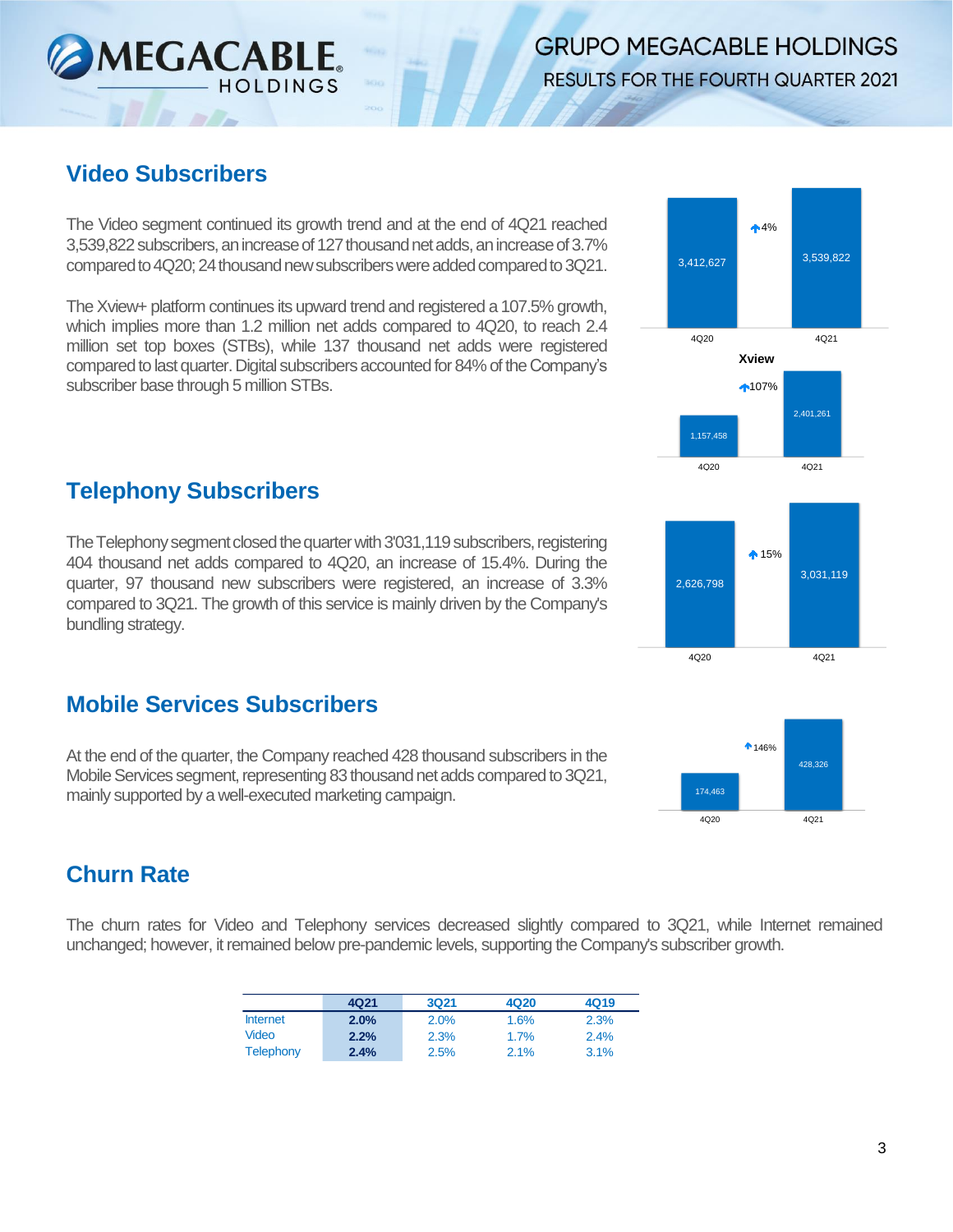## Video Subscribers

The Video segment continued its growth trend and at the end of 4Q21 reached 3,539,822 subscribers, an increase of 127 thousand net adds, an increase of 3.7% compared to 4Q20; 24 thousand new subscribers were added compared to 3Q21.

The Xview+ platform continues its upward trend and registered a 107.5% growth, which implies more than 1.2 million net adds compared to 4Q20, to reach 2.4 million set top boxes (STBs), while 137 thousand net adds were registered compared to last quarter. Digital subscribers accounted for 84% of the Company's subscriber base through 5 million STBs.

3,412,627
4%
3,539,822
4Q20
4Q21

Xview
107%
1,157,458
2,401,261
4Q20
4Q21

## Telephony Subscribers

The Telephony segment closed the quarter with 3'031,119 subscribers, registering 404 thousand net adds compared to 4Q20, an increase of 15.4%. During the quarter, 97 thousand new subscribers were registered, an increase of 3.3% compared to 3Q21. The growth of this service is mainly driven by the Company's bundling strategy.

2,626,798
15%
3,031,119
4Q20
4Q21

## Mobile Services Subscribers

At the end of the quarter, the Company reached 428 thousand subscribers in the Mobile Services segment, representing 83 thousand net adds compared to 3Q21, mainly supported by a well-executed marketing campaign.

146%
174,463
428,326
4Q20
4Q21

## Churn Rate

The churn rates for Video and Telephony services decreased slightly compared to 3Q21, while Internet remained unchanged; however, it remained below pre-pandemic levels, supporting the Company's subscriber growth.

| | 4Q21 | 3Q21 | 4Q20 | 4Q19 |
|---|---|---|---|---|
| Internet | **2.0%** | 2.0% | 1.6% | 2.3% |
| Video | **2.2%** | 2.3% | 1.7% | 2.4% |
| Telephony | **2.4%** | 2.5% | 2.1% | 3.1% |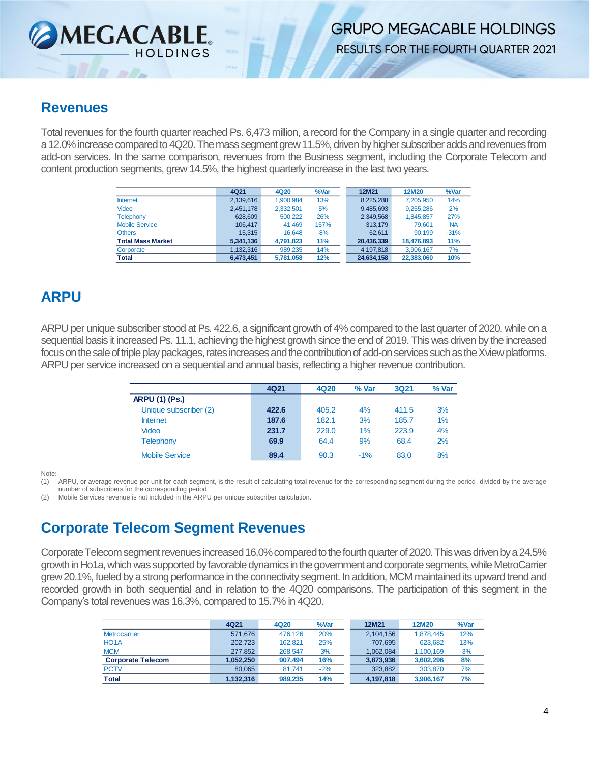## Revenues

Total revenues for the fourth quarter reached Ps. 6,473 million, a record for the Company in a single quarter and recording a 12.0% increase compared to 4Q20. The mass segment grew 11.5%, driven by higher subscriber adds and revenues from add-on services. In the same comparison, revenues from the Business segment, including the Corporate Telecom and content production segments, grew 14.5%, the highest quarterly increase in the last two years.

| | 4Q21 | 4Q20 | %Var | 12M21 | 12M20 | %Var |
|---|---|---|---|---|---|---|
| Internet | 2,139,616 | 1,900,984 | 13% | 8,225,288 | 7,205,950 | 14% |
| Video | 2,451,178 | 2,332,501 | 5% | 9,485,693 | 9,255,286 | 2% |
| Telephony | 628,609 | 500,222 | 26% | 2,349,568 | 1,845,857 | 27% |
| Mobile Service | 106,417 | 41,469 | 157% | 313,179 | 79,601 | NA |
| Others | 15,315 | 16,648 | -8% | 62,611 | 90,199 | -31% |
| **Total Mass Market** | **5,341,136** | **4,791,823** | **11%** | **20,436,339** | **18,476,893** | **11%** |
| Corporate | 1,132,316 | 989,235 | 14% | 4,197,818 | 3,906,167 | 7% |
| **Total** | **6,473,451** | **5,781,058** | **12%** | **24,634,158** | **22,383,060** | **10%** |

## ARPU

ARPU per unique subscriber stood at Ps. 422.6, a significant growth of 4% compared to the last quarter of 2020, while on a sequential basis it increased Ps. 11.1, achieving the highest growth since the end of 2019. This was driven by the increased focus on the sale of triple play packages, rates increases and the contribution of add-on services such as the Xview platforms. ARPU per service increased on a sequential and annual basis, reflecting a higher revenue contribution.

| | 4Q21 | 4Q20 | % Var | 3Q21 | % Var |
|---|---|---|---|---|---|
| **ARPU (1) (Ps.)** | | | | | |
| Unique subscriber (2) | **422.6** | 405.2 | 4% | 411.5 | 3% |
| Internet | **187.6** | 182.1 | 3% | 185.7 | 1% |
| Video | **231.7** | 229.0 | 1% | 223.9 | 4% |
| Telephony | **69.9** | 64.4 | 9% | 68.4 | 2% |
| Mobile Service | **89.4** | 90.3 | -1% | 83.0 | 8% |

Note:
(1) ARPU, or average revenue per unit for each segment, is the result of calculating total revenue for the corresponding segment during the period, divided by the average number of subscribers for the corresponding period.
(2) Mobile Services revenue is not included in the ARPU per unique subscriber calculation.

## Corporate Telecom Segment Revenues

Corporate Telecom segment revenues increased 16.0% compared to the fourth quarter of 2020. This was driven by a 24.5% growth in Ho1a, which was supported by favorable dynamics in the government and corporate segments, while MetroCarrier grew 20.1%, fueled by a strong performance in the connectivity segment. In addition, MCM maintained its upward trend and recorded growth in both sequential and in relation to the 4Q20 comparisons. The participation of this segment in the Company's total revenues was 16.3%, compared to 15.7% in 4Q20.

| | 4Q21 | 4Q20 | %Var | 12M21 | 12M20 | %Var |
|---|---|---|---|---|---|---|
| Metrocarrier | 571,676 | 476,126 | 20% | 2,104,156 | 1,878,445 | 12% |
| HO1A | 202,723 | 162,821 | 25% | 707,695 | 623,682 | 13% |
| MCM | 277,852 | 268,547 | 3% | 1,062,084 | 1,100,169 | -3% |
| **Corporate Telecom** | **1,052,250** | **907,494** | **16%** | **3,873,936** | **3,602,296** | **8%** |
| PCTV | 80,065 | 81,741 | -2% | 323,882 | 303,870 | 7% |
| **Total** | **1,132,316** | **989,235** | **14%** | **4,197,818** | **3,906,167** | **7%** |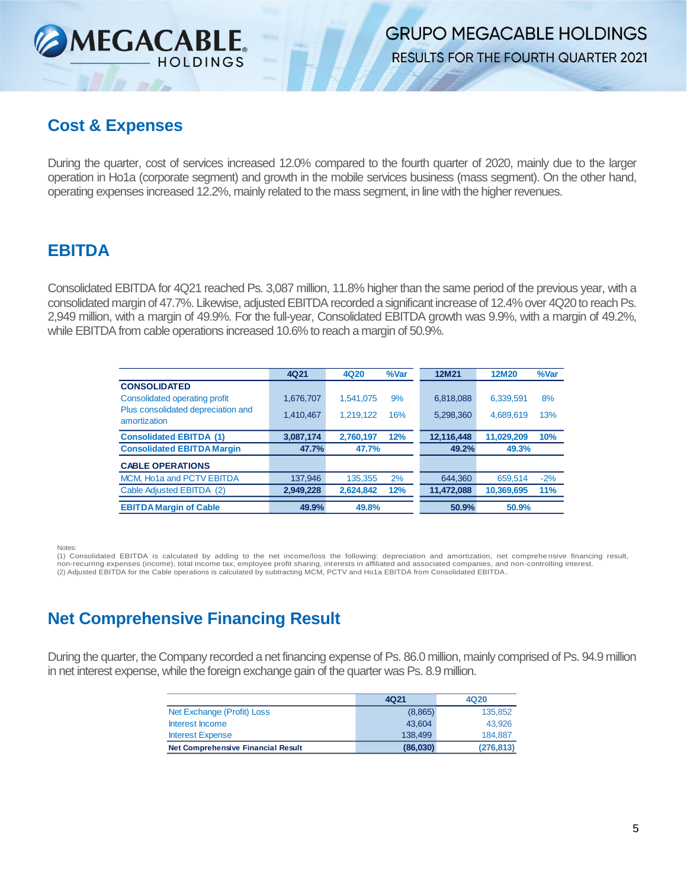## Cost & Expenses

During the quarter, cost of services increased 12.0% compared to the fourth quarter of 2020, mainly due to the larger operation in Ho1a (corporate segment) and growth in the mobile services business (mass segment). On the other hand, operating expenses increased 12.2%, mainly related to the mass segment, in line with the higher revenues.

## EBITDA

Consolidated EBITDA for 4Q21 reached Ps. 3,087 million, 11.8% higher than the same period of the previous year, with a consolidated margin of 47.7%. Likewise, adjusted EBITDA recorded a significant increase of 12.4% over 4Q20 to reach Ps. 2,949 million, with a margin of 49.9%. For the full-year, Consolidated EBITDA growth was 9.9%, with a margin of 49.2%, while EBITDA from cable operations increased 10.6% to reach a margin of 50.9%.

| | 4Q21 | 4Q20 | %Var | 12M21 | 12M20 | %Var |
|---|---|---|---|---|---|---|
| **CONSOLIDATED** | | | | | | |
| Consolidated operating profit | 1,676,707 | 1,541,075 | 9% | 6,818,088 | 6,339,591 | 8% |
| Plus consolidated depreciation and amortization | 1,410,467 | 1,219,122 | 16% | 5,298,360 | 4,689,619 | 13% |
| **Consolidated EBITDA (1)** | **3,087,174** | **2,760,197** | **12%** | **12,116,448** | **11,029,209** | **10%** |
| **Consolidated EBITDA Margin** | **47.7%** | **47.7%** | | **49.2%** | **49.3%** | |
| **CABLE OPERATIONS** | | | | | | |
| MCM, Ho1a and PCTV EBITDA | 137,946 | 135,355 | 2% | 644,360 | 659,514 | -2% |
| Cable Adjusted EBITDA (2) | **2,949,228** | **2,624,842** | **12%** | **11,472,088** | **10,369,695** | **11%** |
| **EBITDA Margin of Cable** | **49.9%** | **49.8%** | | **50.9%** | **50.9%** | |

Notes:
(1) Consolidated EBITDA is calculated by adding to the net income/loss the following: depreciation and amortization, net comprehensive financing result, non-recurring expenses (income), total income tax, employee profit sharing, interests in affiliated and associated companies, and non-controlling interest.
(2) Adjusted EBITDA for the Cable operations is calculated by subtracting MCM, PCTV and Ho1a EBITDA from Consolidated EBITDA.

## Net Comprehensive Financing Result

During the quarter, the Company recorded a net financing expense of Ps. 86.0 million, mainly comprised of Ps. 94.9 million in net interest expense, while the foreign exchange gain of the quarter was Ps. 8.9 million.

| | 4Q21 | 4Q20 |
|---|---|---|
| Net Exchange (Profit) Loss | (8,865) | 135,852 |
| Interest Income | 43,604 | 43,926 |
| Interest Expense | 138,499 | 184,887 |
| **Net Comprehensive Financial Result** | **(86,030)** | **(276,813)** |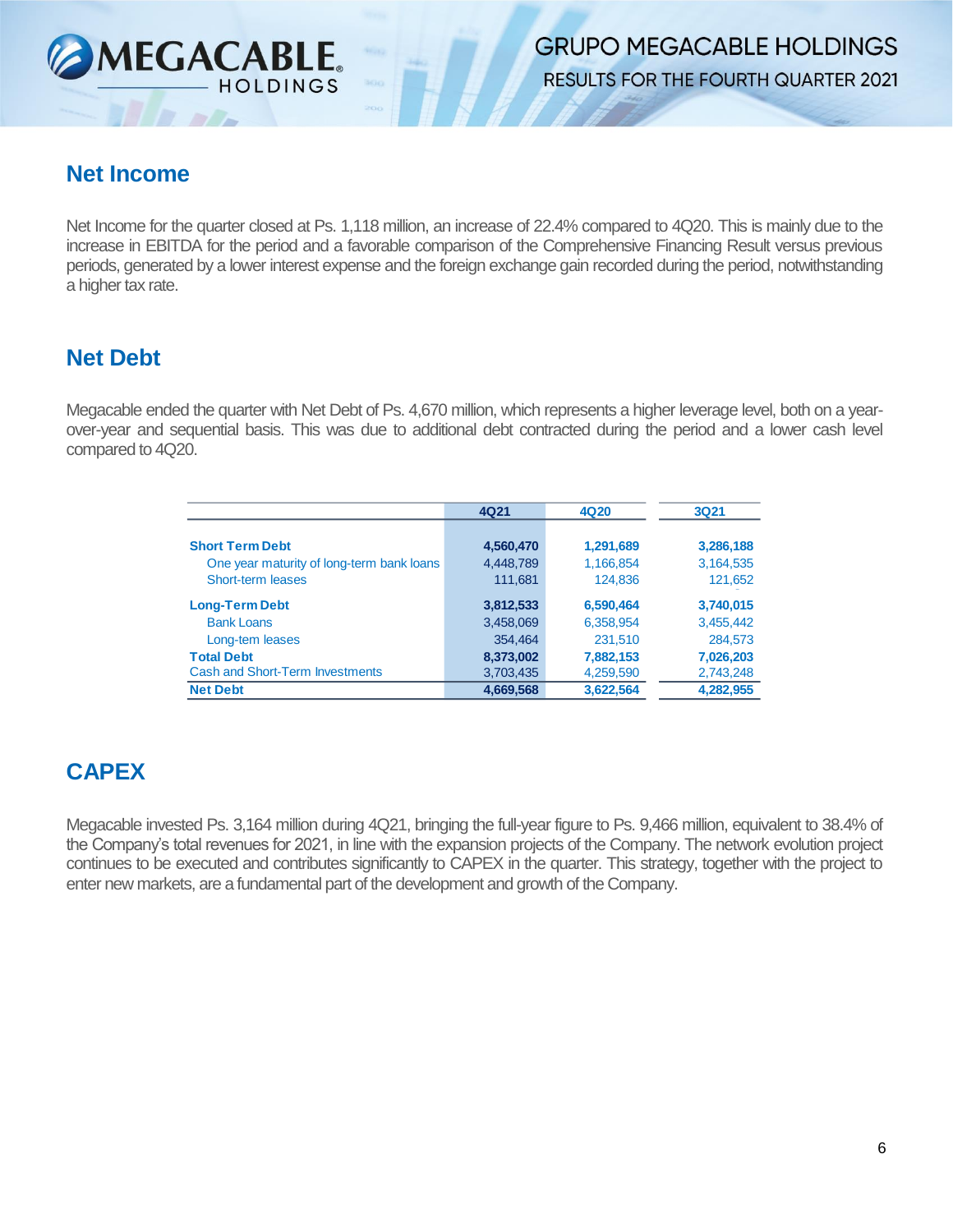## Net Income

Net Income for the quarter closed at Ps. 1,118 million, an increase of 22.4% compared to 4Q20. This is mainly due to the increase in EBITDA for the period and a favorable comparison of the Comprehensive Financing Result versus previous periods, generated by a lower interest expense and the foreign exchange gain recorded during the period, notwithstanding a higher tax rate.

## Net Debt

Megacable ended the quarter with Net Debt of Ps. 4,670 million, which represents a higher leverage level, both on a year-over-year and sequential basis. This was due to additional debt contracted during the period and a lower cash level compared to 4Q20.

| | 4Q21 | 4Q20 | 3Q21 |
|---|---|---|---|
| **Short Term Debt** | **4,560,470** | **1,291,689** | **3,286,188** |
| One year maturity of long-term bank loans | 4,448,789 | 1,166,854 | 3,164,535 |
| Short-term leases | 111,681 | 124,836 | 121,652 |
| **Long-Term Debt** | **3,812,533** | **6,590,464** | **3,740,015** |
| Bank Loans | 3,458,069 | 6,358,954 | 3,455,442 |
| Long-tem leases | 354,464 | 231,510 | 284,573 |
| **Total Debt** | **8,373,002** | **7,882,153** | **7,026,203** |
| Cash and Short-Term Investments | 3,703,435 | 4,259,590 | 2,743,248 |
| **Net Debt** | **4,669,568** | **3,622,564** | **4,282,955** |

## CAPEX

Megacable invested Ps. 3,164 million during 4Q21, bringing the full-year figure to Ps. 9,466 million, equivalent to 38.4% of the Company's total revenues for 2021, in line with the expansion projects of the Company. The network evolution project continues to be executed and contributes significantly to CAPEX in the quarter. This strategy, together with the project to enter new markets, are a fundamental part of the development and growth of the Company.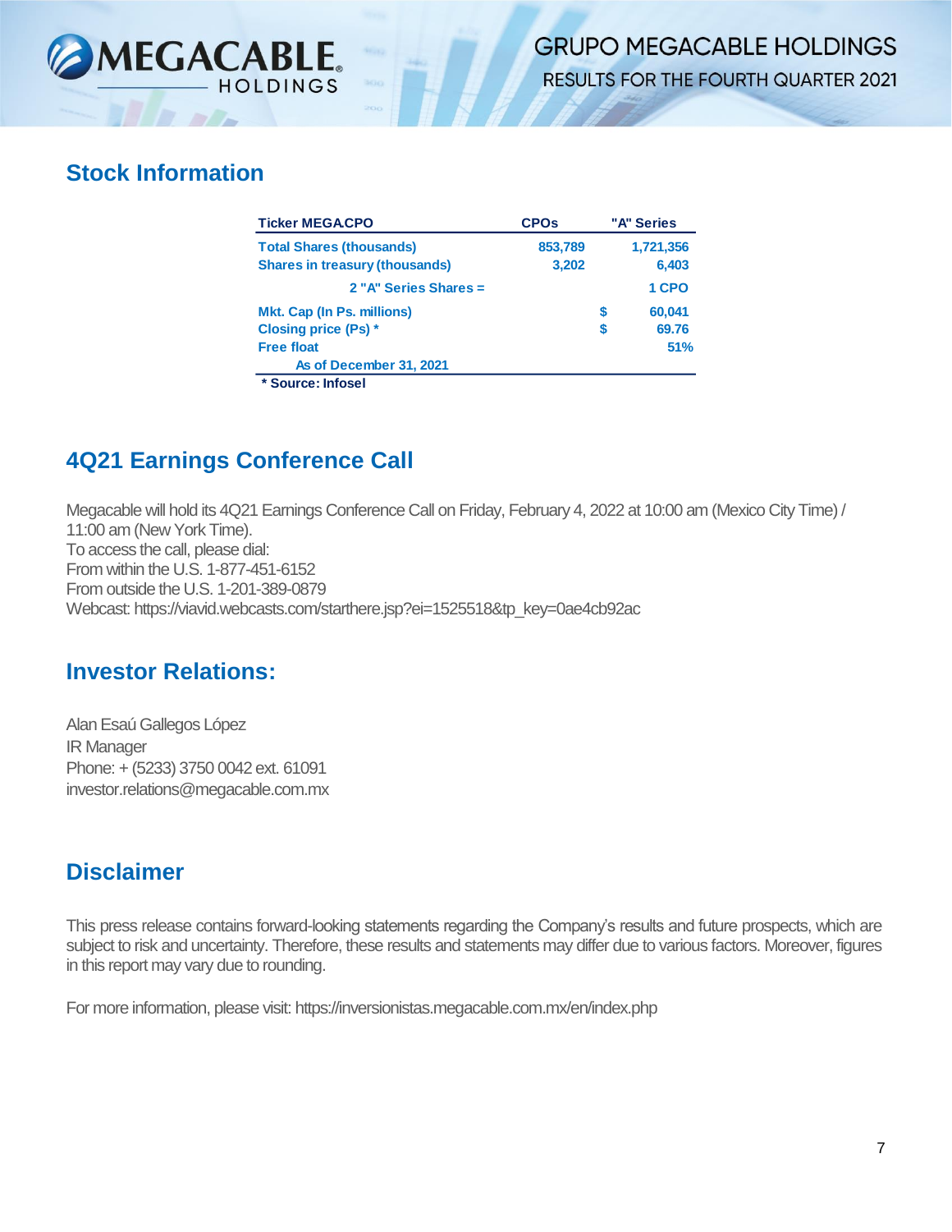## Stock Information

| Ticker MEGA.CPO | CPOs | | "A" Series |
|---|---|---|---|
| Total Shares (thousands) | 853,789 | | 1,721,356 |
| Shares in treasury (thousands) | 3,202 | | 6,403 |
| 2 "A" Series Shares = | | | 1 CPO |
| Mkt. Cap (In Ps. millions) | | $ | 60,041 |
| Closing price (Ps) * | | $ | 69.76 |
| Free float | | | 51% |
| As of December 31, 2021 | | | |

* Source: Infosel

## 4Q21 Earnings Conference Call

Megacable will hold its 4Q21 Earnings Conference Call on Friday, February 4, 2022 at 10:00 am (Mexico City Time) / 11:00 am (New York Time).
To access the call, please dial:
From within the U.S. 1-877-451-6152
From outside the U.S. 1-201-389-0879
Webcast: https://viavid.webcasts.com/starthere.jsp?ei=1525518&tp_key=0ae4cb92ac

## Investor Relations:

Alan Esaú Gallegos López
IR Manager
Phone: + (5233) 3750 0042 ext. 61091
investor.relations@megacable.com.mx

## Disclaimer

This press release contains forward-looking statements regarding the Company's results and future prospects, which are subject to risk and uncertainty. Therefore, these results and statements may differ due to various factors. Moreover, figures in this report may vary due to rounding.

For more information, please visit: https://inversionistas.megacable.com.mx/en/index.php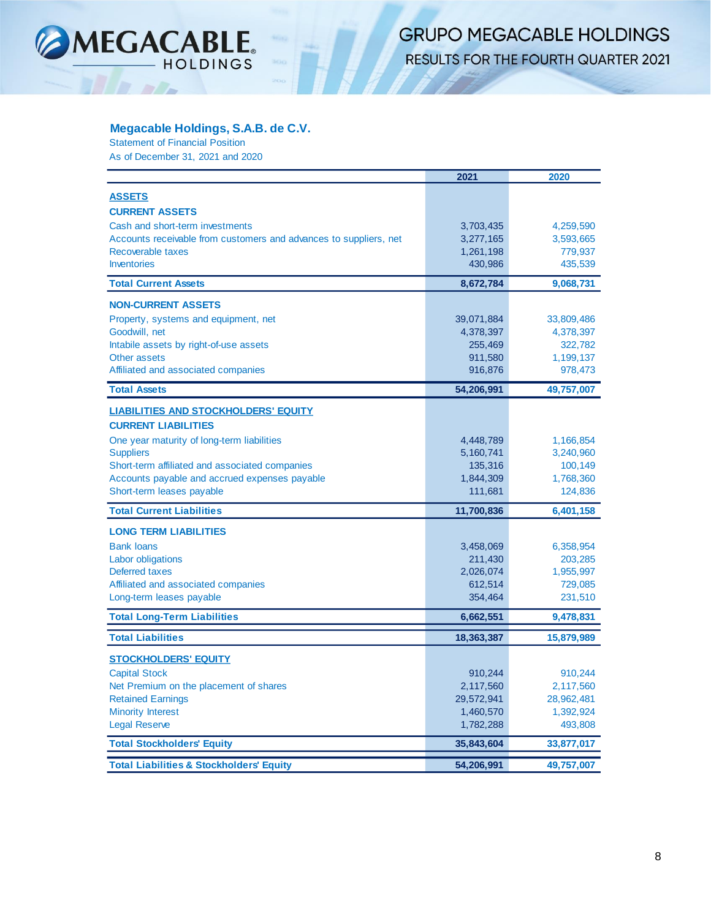## Megacable Holdings, S.A.B. de C.V.

Statement of Financial Position

As of December 31, 2021 and 2020

| | 2021 | 2020 |
|---|---|---|
| **ASSETS** | | |
| **CURRENT ASSETS** | | |
| Cash and short-term investments | 3,703,435 | 4,259,590 |
| Accounts receivable from customers and advances to suppliers, net | 3,277,165 | 3,593,665 |
| Recoverable taxes | 1,261,198 | 779,937 |
| Inventories | 430,986 | 435,539 |
| **Total Current Assets** | **8,672,784** | **9,068,731** |
| **NON-CURRENT ASSETS** | | |
| Property, systems and equipment, net | 39,071,884 | 33,809,486 |
| Goodwill, net | 4,378,397 | 4,378,397 |
| Intabile assets by right-of-use assets | 255,469 | 322,782 |
| Other assets | 911,580 | 1,199,137 |
| Affiliated and associated companies | 916,876 | 978,473 |
| **Total Assets** | **54,206,991** | **49,757,007** |
| **LIABILITIES AND STOCKHOLDERS' EQUITY** | | |
| **CURRENT LIABILITIES** | | |
| One year maturity of long-term liabilities | 4,448,789 | 1,166,854 |
| Suppliers | 5,160,741 | 3,240,960 |
| Short-term affiliated and associated companies | 135,316 | 100,149 |
| Accounts payable and accrued expenses payable | 1,844,309 | 1,768,360 |
| Short-term leases payable | 111,681 | 124,836 |
| **Total Current Liabilities** | **11,700,836** | **6,401,158** |
| **LONG TERM LIABILITIES** | | |
| Bank loans | 3,458,069 | 6,358,954 |
| Labor obligations | 211,430 | 203,285 |
| Deferred taxes | 2,026,074 | 1,955,997 |
| Affiliated and associated companies | 612,514 | 729,085 |
| Long-term leases payable | 354,464 | 231,510 |
| **Total Long-Term Liabilities** | **6,662,551** | **9,478,831** |
| **Total Liabilities** | **18,363,387** | **15,879,989** |
| **STOCKHOLDERS' EQUITY** | | |
| Capital Stock | 910,244 | 910,244 |
| Net Premium on the placement of shares | 2,117,560 | 2,117,560 |
| Retained Earnings | 29,572,941 | 28,962,481 |
| Minority Interest | 1,460,570 | 1,392,924 |
| Legal Reserve | 1,782,288 | 493,808 |
| **Total Stockholders' Equity** | **35,843,604** | **33,877,017** |
| **Total Liabilities & Stockholders' Equity** | **54,206,991** | **49,757,007** |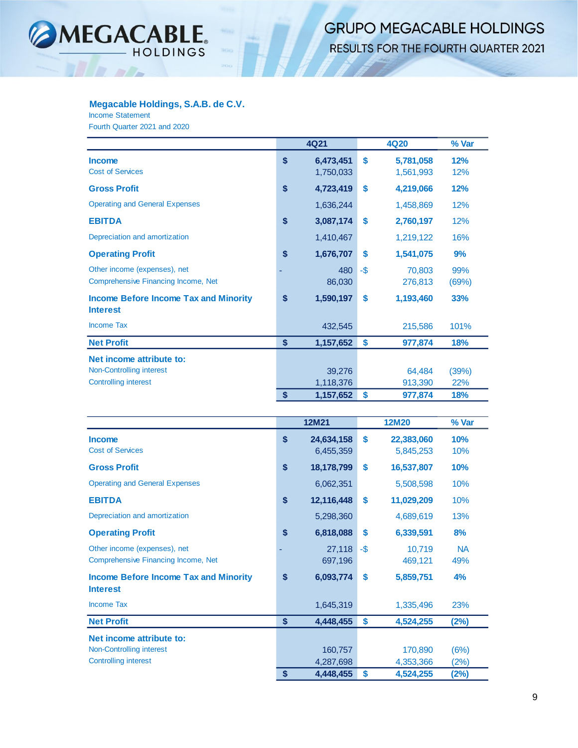### Megacable Holdings, S.A.B. de C.V.

Income Statement

Fourth Quarter 2021 and 2020

| | | 4Q21 | | 4Q20 | % Var |
|---|---|---|---|---|---|
| **Income** | **$** | **6,473,451** | **$** | **5,781,058** | **12%** |
| Cost of Services | | 1,750,033 | | 1,561,993 | 12% |
| **Gross Profit** | **$** | **4,723,419** | **$** | **4,219,066** | **12%** |
| Operating and General Expenses | | 1,636,244 | | 1,458,869 | 12% |
| **EBITDA** | **$** | **3,087,174** | **$** | **2,760,197** | 12% |
| Depreciation and amortization | | 1,410,467 | | 1,219,122 | 16% |
| **Operating Profit** | **$** | **1,676,707** | **$** | **1,541,075** | **9%** |
| Other income (expenses), net | - | 480 | -$ | 70,803 | 99% |
| Comprehensive Financing Income, Net | | 86,030 | | 276,813 | (69%) |
| **Income Before Income Tax and Minority Interest** | **$** | **1,590,197** | **$** | **1,193,460** | **33%** |
| Income Tax | | 432,545 | | 215,586 | 101% |
| **Net Profit** | **$** | **1,157,652** | **$** | **977,874** | **18%** |
| **Net income attribute to:** | | | | | |
| Non-Controlling interest | | 39,276 | | 64,484 | (39%) |
| Controlling interest | | 1,118,376 | | 913,390 | 22% |
| | **$** | **1,157,652** | **$** | **977,874** | **18%** |

| | | 12M21 | | 12M20 | % Var |
|---|---|---|---|---|---|
| **Income** | **$** | **24,634,158** | **$** | **22,383,060** | **10%** |
| Cost of Services | | 6,455,359 | | 5,845,253 | 10% |
| **Gross Profit** | **$** | **18,178,799** | **$** | **16,537,807** | **10%** |
| Operating and General Expenses | | 6,062,351 | | 5,508,598 | 10% |
| **EBITDA** | **$** | **12,116,448** | **$** | **11,029,209** | 10% |
| Depreciation and amortization | | 5,298,360 | | 4,689,619 | 13% |
| **Operating Profit** | **$** | **6,818,088** | **$** | **6,339,591** | **8%** |
| Other income (expenses), net | - | 27,118 | -$ | 10,719 | NA |
| Comprehensive Financing Income, Net | | 697,196 | | 469,121 | 49% |
| **Income Before Income Tax and Minority Interest** | **$** | **6,093,774** | **$** | **5,859,751** | **4%** |
| Income Tax | | 1,645,319 | | 1,335,496 | 23% |
| **Net Profit** | **$** | **4,448,455** | **$** | **4,524,255** | **(2%)** |
| **Net income attribute to:** | | | | | |
| Non-Controlling interest | | 160,757 | | 170,890 | (6%) |
| Controlling interest | | 4,287,698 | | 4,353,366 | (2%) |
| | **$** | **4,448,455** | **$** | **4,524,255** | **(2%)** |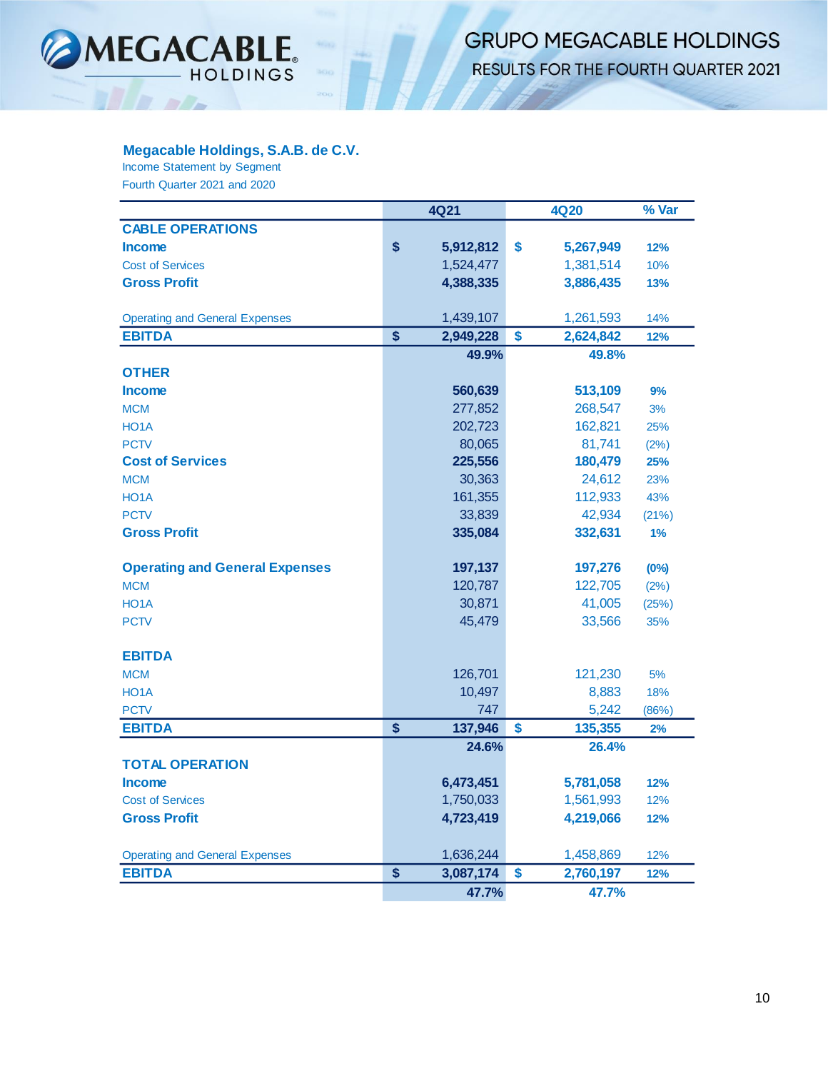## Megacable Holdings, S.A.B. de C.V.

Income Statement by Segment

Fourth Quarter 2021 and 2020

| | | 4Q21 | | 4Q20 | % Var |
|---|---|---|---|---|---|
| **CABLE OPERATIONS** | | | | | |
| **Income** | **$** | **5,912,812** | **$** | **5,267,949** | **12%** |
| Cost of Services | | 1,524,477 | | 1,381,514 | 10% |
| **Gross Profit** | | **4,388,335** | | **3,886,435** | **13%** |
| | | | | | |
| Operating and General Expenses | | 1,439,107 | | 1,261,593 | 14% |
| **EBITDA** | **$** | **2,949,228** | **$** | **2,624,842** | **12%** |
| | | **49.9%** | | **49.8%** | |
| **OTHER** | | | | | |
| **Income** | | **560,639** | | **513,109** | **9%** |
| MCM | | 277,852 | | 268,547 | 3% |
| HO1A | | 202,723 | | 162,821 | 25% |
| PCTV | | 80,065 | | 81,741 | (2%) |
| **Cost of Services** | | **225,556** | | **180,479** | **25%** |
| MCM | | 30,363 | | 24,612 | 23% |
| HO1A | | 161,355 | | 112,933 | 43% |
| PCTV | | 33,839 | | 42,934 | (21%) |
| **Gross Profit** | | **335,084** | | **332,631** | **1%** |
| | | | | | |
| **Operating and General Expenses** | | **197,137** | | **197,276** | **(0%)** |
| MCM | | 120,787 | | 122,705 | (2%) |
| HO1A | | 30,871 | | 41,005 | (25%) |
| PCTV | | 45,479 | | 33,566 | 35% |
| | | | | | |
| **EBITDA** | | | | | |
| MCM | | 126,701 | | 121,230 | 5% |
| HO1A | | 10,497 | | 8,883 | 18% |
| PCTV | | 747 | | 5,242 | (86%) |
| **EBITDA** | **$** | **137,946** | **$** | **135,355** | **2%** |
| | | **24.6%** | | **26.4%** | |
| **TOTAL OPERATION** | | | | | |
| **Income** | | **6,473,451** | | **5,781,058** | **12%** |
| Cost of Services | | 1,750,033 | | 1,561,993 | 12% |
| **Gross Profit** | | **4,723,419** | | **4,219,066** | **12%** |
| | | | | | |
| Operating and General Expenses | | 1,636,244 | | 1,458,869 | 12% |
| **EBITDA** | **$** | **3,087,174** | **$** | **2,760,197** | **12%** |
| | | **47.7%** | | **47.7%** | |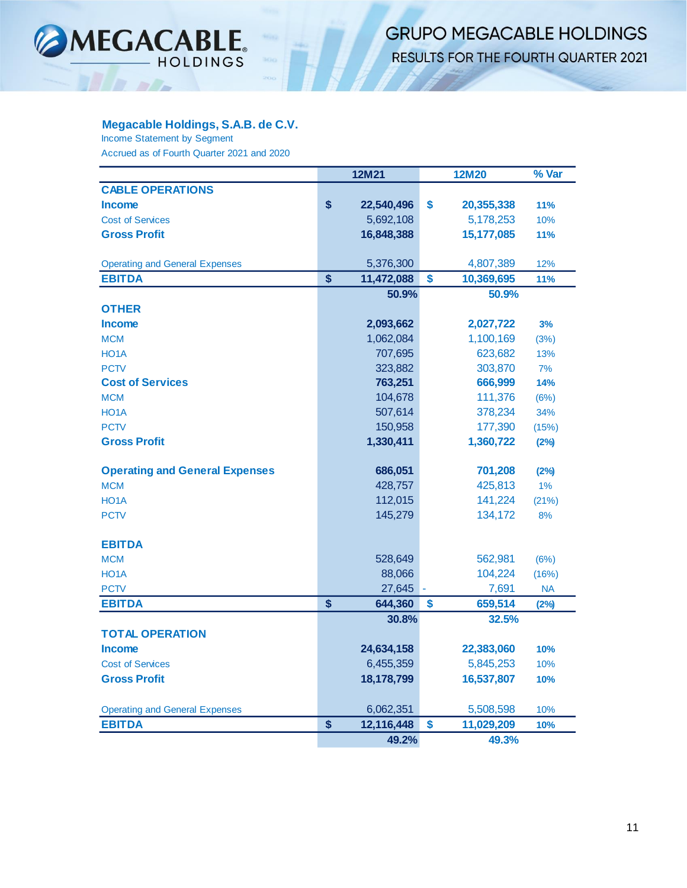## Megacable Holdings, S.A.B. de C.V.

Income Statement by Segment

Accrued as of Fourth Quarter 2021 and 2020

| | 12M21 | 12M20 | % Var |
|---|---|---|---|
| **CABLE OPERATIONS** | | | |
| **Income** | $ 22,540,496 | $ 20,355,338 | 11% |
| Cost of Services | 5,692,108 | 5,178,253 | 10% |
| **Gross Profit** | 16,848,388 | 15,177,085 | 11% |
| Operating and General Expenses | 5,376,300 | 4,807,389 | 12% |
| **EBITDA** | $ 11,472,088 | $ 10,369,695 | 11% |
| | 50.9% | 50.9% | |
| **OTHER** | | | |
| **Income** | 2,093,662 | 2,027,722 | 3% |
| MCM | 1,062,084 | 1,100,169 | (3%) |
| HO1A | 707,695 | 623,682 | 13% |
| PCTV | 323,882 | 303,870 | 7% |
| **Cost of Services** | 763,251 | 666,999 | 14% |
| MCM | 104,678 | 111,376 | (6%) |
| HO1A | 507,614 | 378,234 | 34% |
| PCTV | 150,958 | 177,390 | (15%) |
| **Gross Profit** | 1,330,411 | 1,360,722 | (2%) |
| **Operating and General Expenses** | 686,051 | 701,208 | (2%) |
| MCM | 428,757 | 425,813 | 1% |
| HO1A | 112,015 | 141,224 | (21%) |
| PCTV | 145,279 | 134,172 | 8% |
| **EBITDA** | | | |
| MCM | 528,649 | 562,981 | (6%) |
| HO1A | 88,066 | 104,224 | (16%) |
| PCTV | 27,645 | - 7,691 | NA |
| **EBITDA** | $ 644,360 | $ 659,514 | (2%) |
| | 30.8% | 32.5% | |
| **TOTAL OPERATION** | | | |
| **Income** | 24,634,158 | 22,383,060 | 10% |
| Cost of Services | 6,455,359 | 5,845,253 | 10% |
| **Gross Profit** | 18,178,799 | 16,537,807 | 10% |
| Operating and General Expenses | 6,062,351 | 5,508,598 | 10% |
| **EBITDA** | $ 12,116,448 | $ 11,029,209 | 10% |
| | 49.2% | 49.3% | |